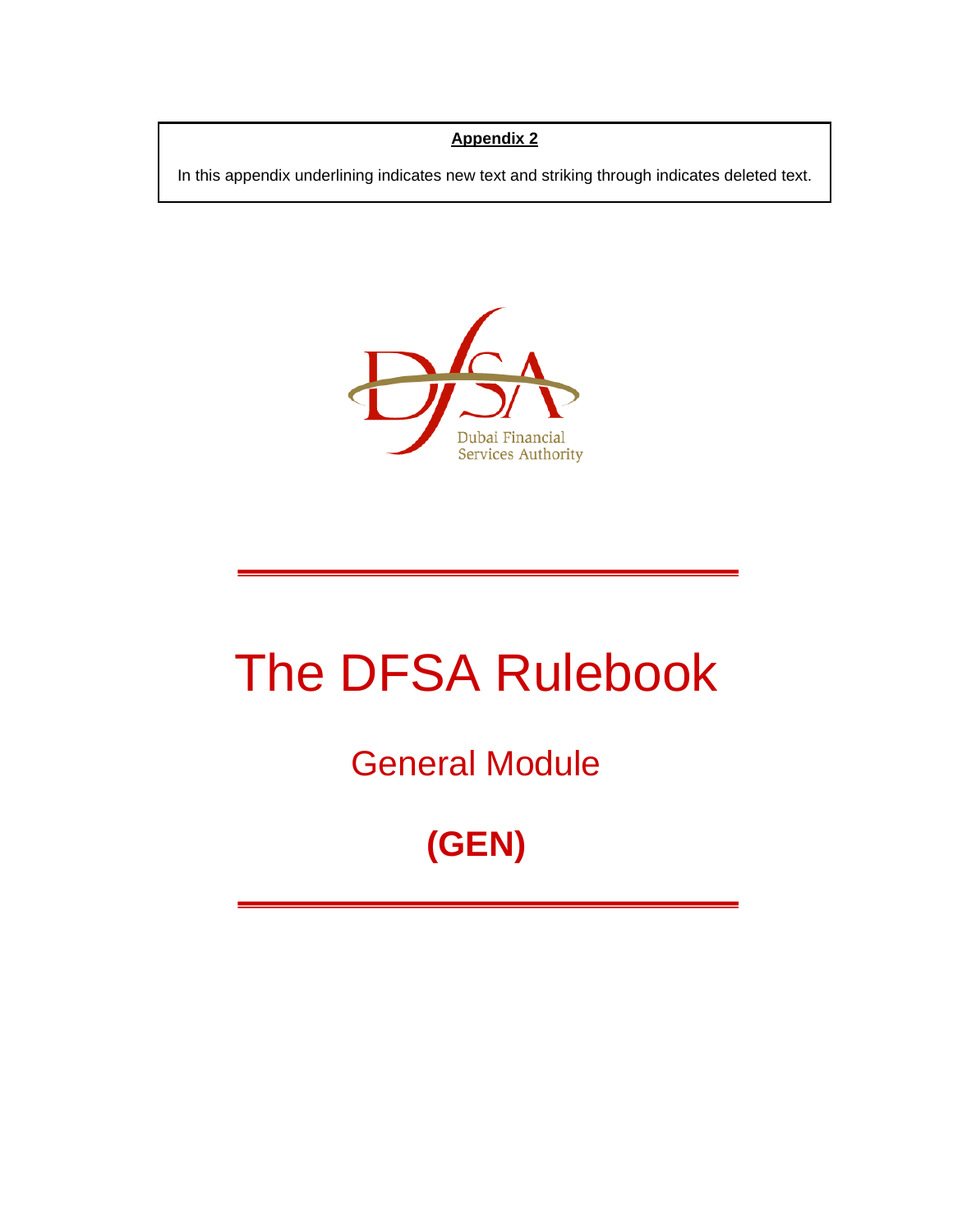**Appendix 2**

In this appendix underlining indicates new text and striking through indicates deleted text.

Dubai Financial Services Authority

# The DFSA Rulebook

## General Module

## (GEN)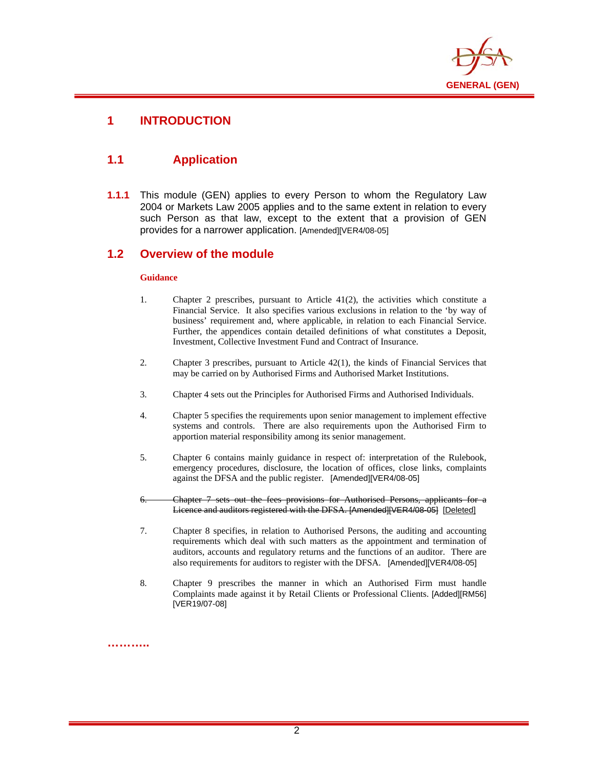# 1 INTRODUCTION

## 1.1 Application

**1.1.1** This module (GEN) applies to every Person to whom the Regulatory Law 2004 or Markets Law 2005 applies and to the same extent in relation to every such Person as that law, except to the extent that a provision of GEN provides for a narrower application. [Amended][VER4/08-05]

## 1.2 Overview of the module

**Guidance**

1. Chapter 2 prescribes, pursuant to Article 41(2), the activities which constitute a Financial Service. It also specifies various exclusions in relation to the 'by way of business' requirement and, where applicable, in relation to each Financial Service. Further, the appendices contain detailed definitions of what constitutes a Deposit, Investment, Collective Investment Fund and Contract of Insurance.

2. Chapter 3 prescribes, pursuant to Article 42(1), the kinds of Financial Services that may be carried on by Authorised Firms and Authorised Market Institutions.

3. Chapter 4 sets out the Principles for Authorised Firms and Authorised Individuals.

4. Chapter 5 specifies the requirements upon senior management to implement effective systems and controls. There are also requirements upon the Authorised Firm to apportion material responsibility among its senior management.

5. Chapter 6 contains mainly guidance in respect of: interpretation of the Rulebook, emergency procedures, disclosure, the location of offices, close links, complaints against the DFSA and the public register. [Amended][VER4/08-05]

6. ~~Chapter 7 sets out the fees provisions for Authorised Persons, applicants for a Licence and auditors registered with the DFSA. [Amended][VER4/08-05]~~ [Deleted]

7. Chapter 8 specifies, in relation to Authorised Persons, the auditing and accounting requirements which deal with such matters as the appointment and termination of auditors, accounts and regulatory returns and the functions of an auditor. There are also requirements for auditors to register with the DFSA. [Amended][VER4/08-05]

8. Chapter 9 prescribes the manner in which an Authorised Firm must handle Complaints made against it by Retail Clients or Professional Clients. [Added][RM56][VER19/07-08]

……….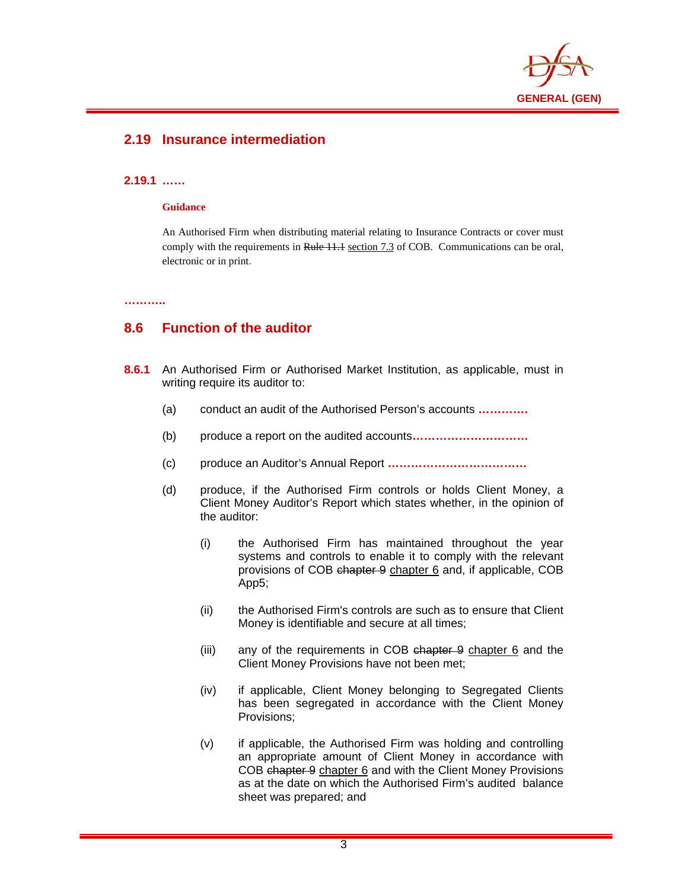## 2.19 Insurance intermediation

**2.19.1 ……**

**Guidance**

An Authorised Firm when distributing material relating to Insurance Contracts or cover must comply with the requirements in ~~Rule 11.1~~ <u>section 7.3</u> of COB. Communications can be oral, electronic or in print.

**………..**

## 8.6 Function of the auditor

**8.6.1** An Authorised Firm or Authorised Market Institution, as applicable, must in writing require its auditor to:

(a) conduct an audit of the Authorised Person's accounts **………….**

(b) produce a report on the audited accounts**…………………………**

(c) produce an Auditor's Annual Report **………………………………**

(d) produce, if the Authorised Firm controls or holds Client Money, a Client Money Auditor's Report which states whether, in the opinion of the auditor:

(i) the Authorised Firm has maintained throughout the year systems and controls to enable it to comply with the relevant provisions of COB ~~chapter 9~~ <u>chapter 6</u> and, if applicable, COB App5;

(ii) the Authorised Firm's controls are such as to ensure that Client Money is identifiable and secure at all times;

(iii) any of the requirements in COB ~~chapter 9~~ <u>chapter 6</u> and the Client Money Provisions have not been met;

(iv) if applicable, Client Money belonging to Segregated Clients has been segregated in accordance with the Client Money Provisions;

(v) if applicable, the Authorised Firm was holding and controlling an appropriate amount of Client Money in accordance with COB ~~chapter 9~~ <u>chapter 6</u> and with the Client Money Provisions as at the date on which the Authorised Firm's audited balance sheet was prepared; and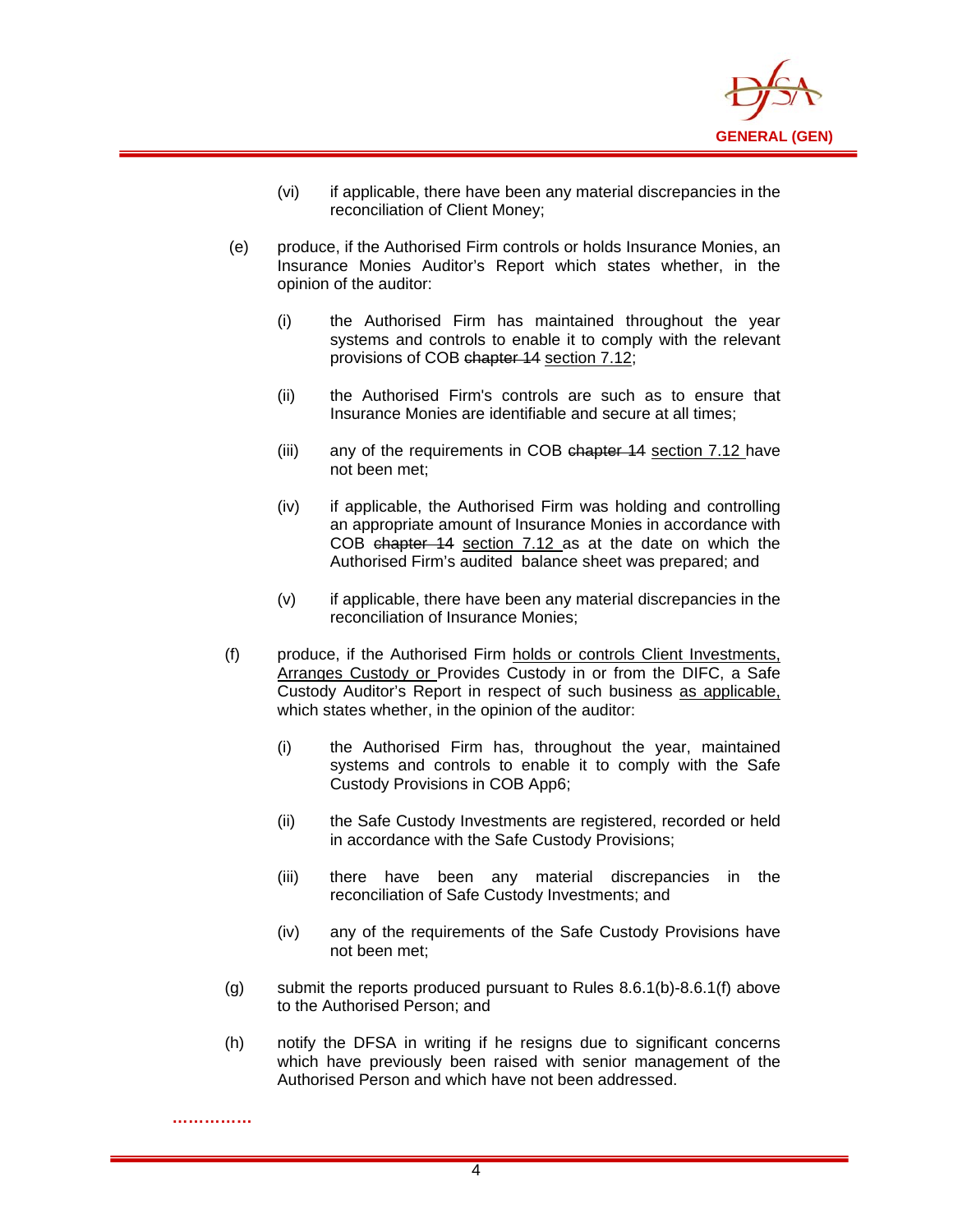(vi) if applicable, there have been any material discrepancies in the reconciliation of Client Money;

(e) produce, if the Authorised Firm controls or holds Insurance Monies, an Insurance Monies Auditor's Report which states whether, in the opinion of the auditor:

(i) the Authorised Firm has maintained throughout the year systems and controls to enable it to comply with the relevant provisions of COB ~~chapter 14~~ <u>section 7.12</u>;

(ii) the Authorised Firm's controls are such as to ensure that Insurance Monies are identifiable and secure at all times;

(iii) any of the requirements in COB ~~chapter 14~~ <u>section 7.12</u> have not been met;

(iv) if applicable, the Authorised Firm was holding and controlling an appropriate amount of Insurance Monies in accordance with COB ~~chapter 14~~ <u>section 7.12</u> as at the date on which the Authorised Firm's audited balance sheet was prepared; and

(v) if applicable, there have been any material discrepancies in the reconciliation of Insurance Monies;

(f) produce, if the Authorised Firm <u>holds or controls Client Investments, Arranges Custody or</u> Provides Custody in or from the DIFC, a Safe Custody Auditor's Report in respect of such business <u>as applicable,</u> which states whether, in the opinion of the auditor:

(i) the Authorised Firm has, throughout the year, maintained systems and controls to enable it to comply with the Safe Custody Provisions in COB App6;

(ii) the Safe Custody Investments are registered, recorded or held in accordance with the Safe Custody Provisions;

(iii) there have been any material discrepancies in the reconciliation of Safe Custody Investments; and

(iv) any of the requirements of the Safe Custody Provisions have not been met;

(g) submit the reports produced pursuant to Rules 8.6.1(b)-8.6.1(f) above to the Authorised Person; and

(h) notify the DFSA in writing if he resigns due to significant concerns which have previously been raised with senior management of the Authorised Person and which have not been addressed.

……………